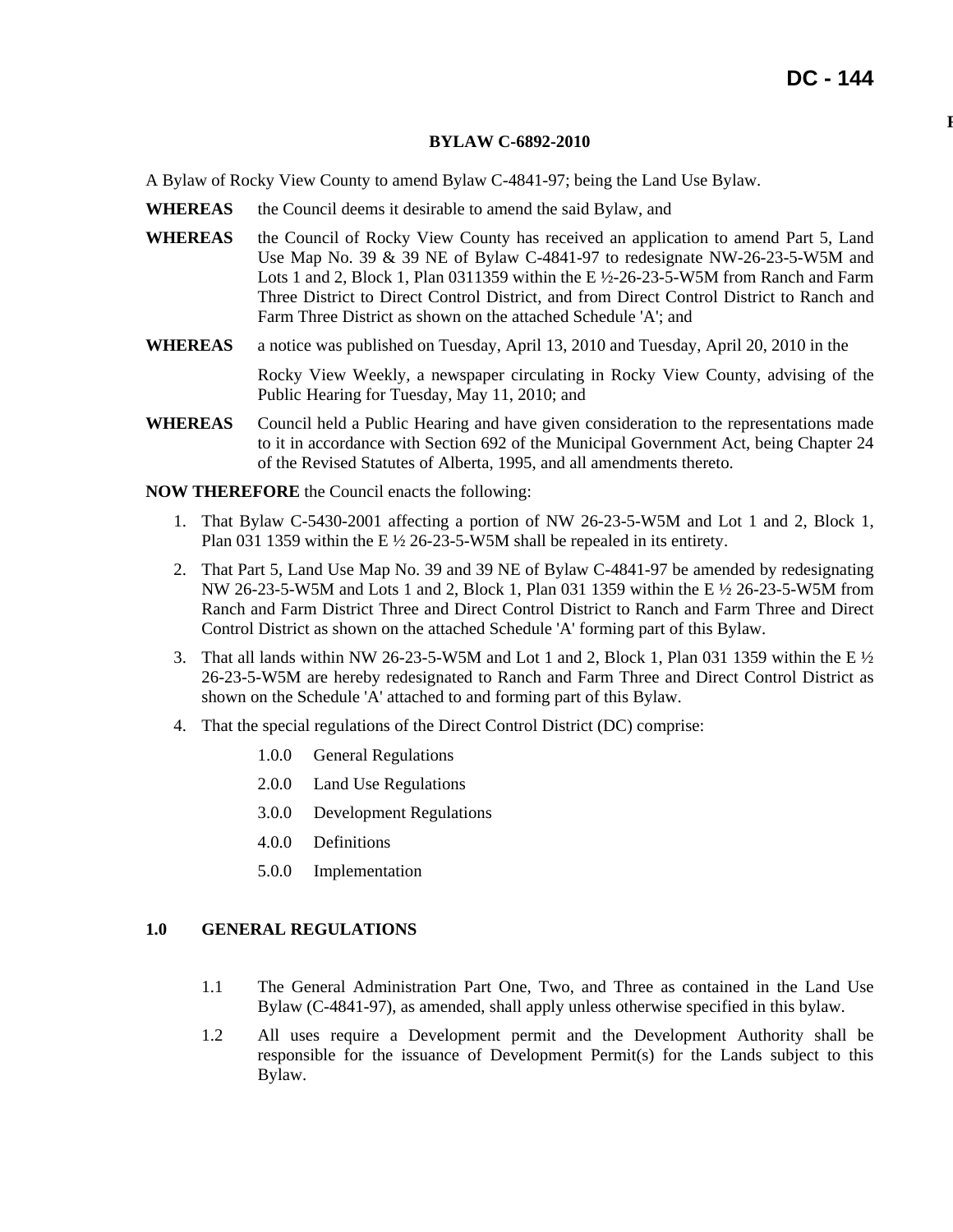# DC - 144

## BYLAW C-6892-2010

A Bylaw of Rocky View County to amend Bylaw C-4841-97; being the Land Use Bylaw.

**WHEREAS** the Council deems it desirable to amend the said Bylaw, and

**WHEREAS** the Council of Rocky View County has received an application to amend Part 5, Land Use Map No. 39 & 39 NE of Bylaw C-4841-97 to redesignate NW-26-23-5-W5M and Lots 1 and 2, Block 1, Plan 0311359 within the E ½-26-23-5-W5M from Ranch and Farm Three District to Direct Control District, and from Direct Control District to Ranch and Farm Three District as shown on the attached Schedule 'A'; and

**WHEREAS** a notice was published on Tuesday, April 13, 2010 and Tuesday, April 20, 2010 in the Rocky View Weekly, a newspaper circulating in Rocky View County, advising of the Public Hearing for Tuesday, May 11, 2010; and

**WHEREAS** Council held a Public Hearing and have given consideration to the representations made to it in accordance with Section 692 of the Municipal Government Act, being Chapter 24 of the Revised Statutes of Alberta, 1995, and all amendments thereto.

**NOW THEREFORE** the Council enacts the following:

1. That Bylaw C-5430-2001 affecting a portion of NW 26-23-5-W5M and Lot 1 and 2, Block 1, Plan 031 1359 within the E ½ 26-23-5-W5M shall be repealed in its entirety.
2. That Part 5, Land Use Map No. 39 and 39 NE of Bylaw C-4841-97 be amended by redesignating NW 26-23-5-W5M and Lots 1 and 2, Block 1, Plan 031 1359 within the E ½ 26-23-5-W5M from Ranch and Farm District Three and Direct Control District to Ranch and Farm Three and Direct Control District as shown on the attached Schedule 'A' forming part of this Bylaw.
3. That all lands within NW 26-23-5-W5M and Lot 1 and 2, Block 1, Plan 031 1359 within the E ½ 26-23-5-W5M are hereby redesignated to Ranch and Farm Three and Direct Control District as shown on the Schedule 'A' attached to and forming part of this Bylaw.
4. That the special regulations of the Direct Control District (DC) comprise:

   1.0.0 General Regulations

   2.0.0 Land Use Regulations

   3.0.0 Development Regulations

   4.0.0 Definitions

   5.0.0 Implementation

## 1.0 GENERAL REGULATIONS

1.1 The General Administration Part One, Two, and Three as contained in the Land Use Bylaw (C-4841-97), as amended, shall apply unless otherwise specified in this bylaw.

1.2 All uses require a Development permit and the Development Authority shall be responsible for the issuance of Development Permit(s) for the Lands subject to this Bylaw.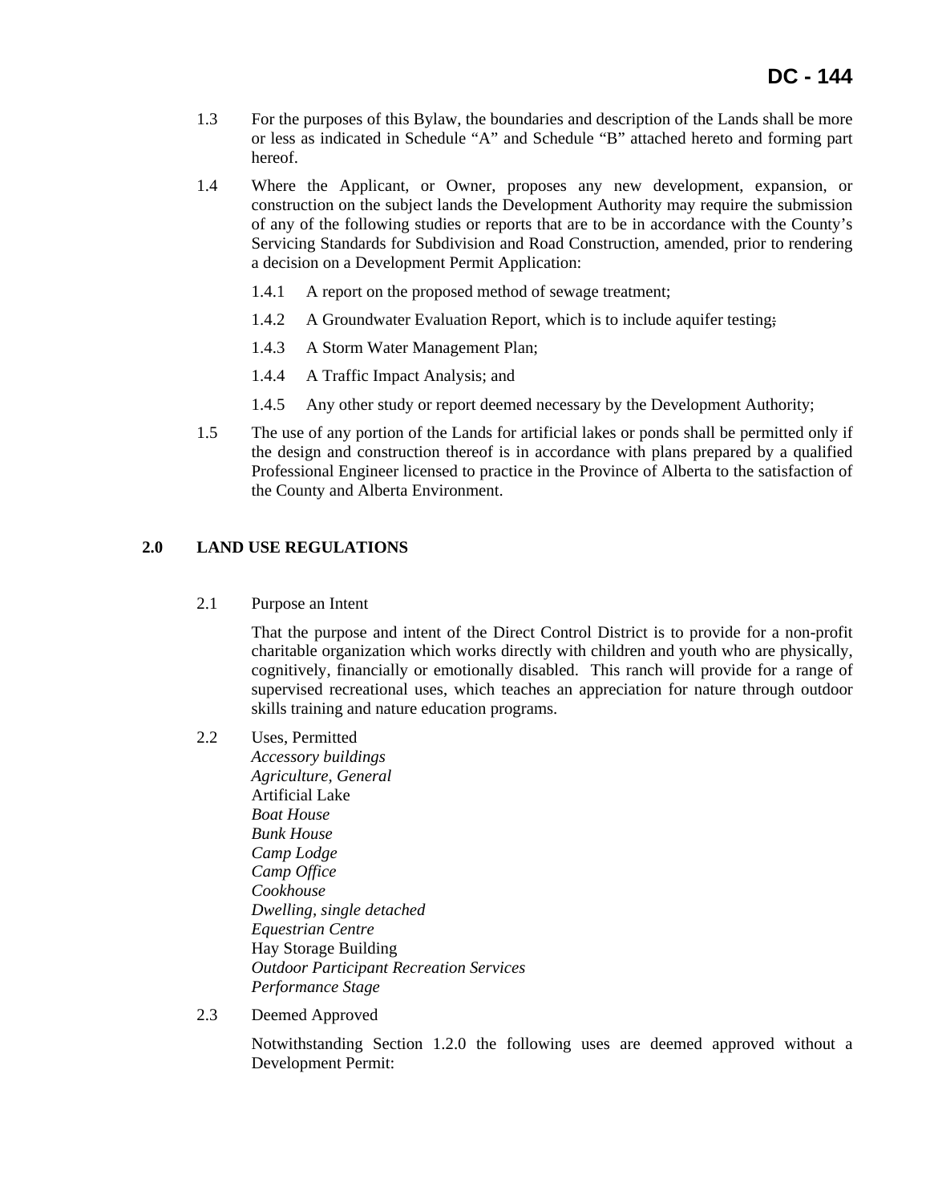1.3 For the purposes of this Bylaw, the boundaries and description of the Lands shall be more or less as indicated in Schedule "A" and Schedule "B" attached hereto and forming part hereof.

1.4 Where the Applicant, or Owner, proposes any new development, expansion, or construction on the subject lands the Development Authority may require the submission of any of the following studies or reports that are to be in accordance with the County's Servicing Standards for Subdivision and Road Construction, amended, prior to rendering a decision on a Development Permit Application:

1.4.1 A report on the proposed method of sewage treatment;

1.4.2 A Groundwater Evaluation Report, which is to include aquifer testing;

1.4.3 A Storm Water Management Plan;

1.4.4 A Traffic Impact Analysis; and

1.4.5 Any other study or report deemed necessary by the Development Authority;

1.5 The use of any portion of the Lands for artificial lakes or ponds shall be permitted only if the design and construction thereof is in accordance with plans prepared by a qualified Professional Engineer licensed to practice in the Province of Alberta to the satisfaction of the County and Alberta Environment.

## 2.0 LAND USE REGULATIONS

2.1 Purpose an Intent

That the purpose and intent of the Direct Control District is to provide for a non-profit charitable organization which works directly with children and youth who are physically, cognitively, financially or emotionally disabled. This ranch will provide for a range of supervised recreational uses, which teaches an appreciation for nature through outdoor skills training and nature education programs.

2.2 Uses, Permitted

*Accessory buildings*
*Agriculture, General*
Artificial Lake
*Boat House*
*Bunk House*
*Camp Lodge*
*Camp Office*
*Cookhouse*
*Dwelling, single detached*
*Equestrian Centre*
Hay Storage Building
*Outdoor Participant Recreation Services*
*Performance Stage*

2.3 Deemed Approved

Notwithstanding Section 1.2.0 the following uses are deemed approved without a Development Permit: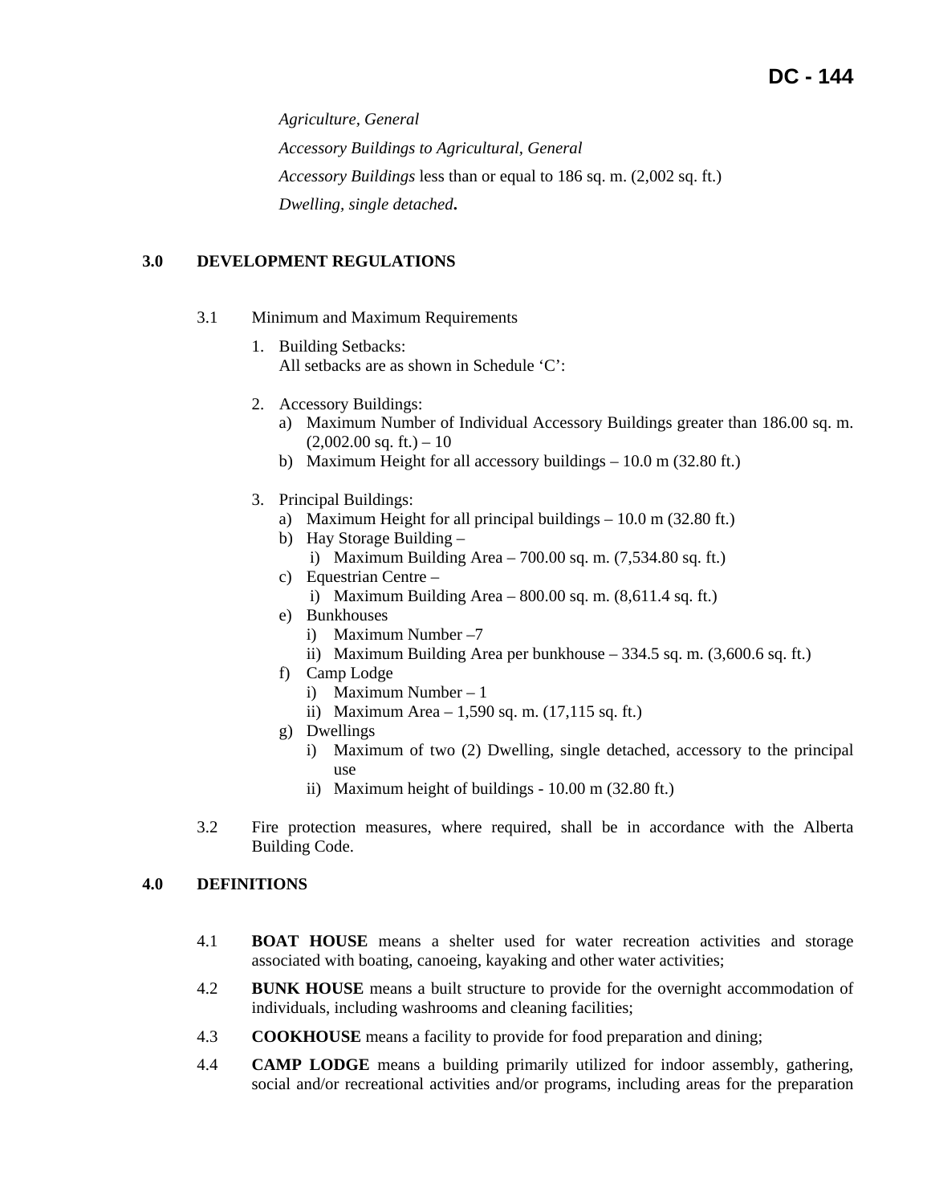*Agriculture, General*

*Accessory Buildings to Agricultural, General*

*Accessory Buildings* less than or equal to 186 sq. m. (2,002 sq. ft.)

*Dwelling, single detached***.**

## 3.0 DEVELOPMENT REGULATIONS

3.1 Minimum and Maximum Requirements

1. Building Setbacks:
   All setbacks are as shown in Schedule 'C':

2. Accessory Buildings:
   a) Maximum Number of Individual Accessory Buildings greater than 186.00 sq. m. (2,002.00 sq. ft.) – 10
   b) Maximum Height for all accessory buildings – 10.0 m (32.80 ft.)

3. Principal Buildings:
   a) Maximum Height for all principal buildings – 10.0 m (32.80 ft.)
   b) Hay Storage Building –
      i) Maximum Building Area – 700.00 sq. m. (7,534.80 sq. ft.)
   c) Equestrian Centre –
      i) Maximum Building Area – 800.00 sq. m. (8,611.4 sq. ft.)
   e) Bunkhouses
      i) Maximum Number –7
      ii) Maximum Building Area per bunkhouse – 334.5 sq. m. (3,600.6 sq. ft.)
   f) Camp Lodge
      i) Maximum Number – 1
      ii) Maximum Area – 1,590 sq. m. (17,115 sq. ft.)
   g) Dwellings
      i) Maximum of two (2) Dwelling, single detached, accessory to the principal use
      ii) Maximum height of buildings - 10.00 m (32.80 ft.)

3.2 Fire protection measures, where required, shall be in accordance with the Alberta Building Code.

## 4.0 DEFINITIONS

4.1 **BOAT HOUSE** means a shelter used for water recreation activities and storage associated with boating, canoeing, kayaking and other water activities;

4.2 **BUNK HOUSE** means a built structure to provide for the overnight accommodation of individuals, including washrooms and cleaning facilities;

4.3 **COOKHOUSE** means a facility to provide for food preparation and dining;

4.4 **CAMP LODGE** means a building primarily utilized for indoor assembly, gathering, social and/or recreational activities and/or programs, including areas for the preparation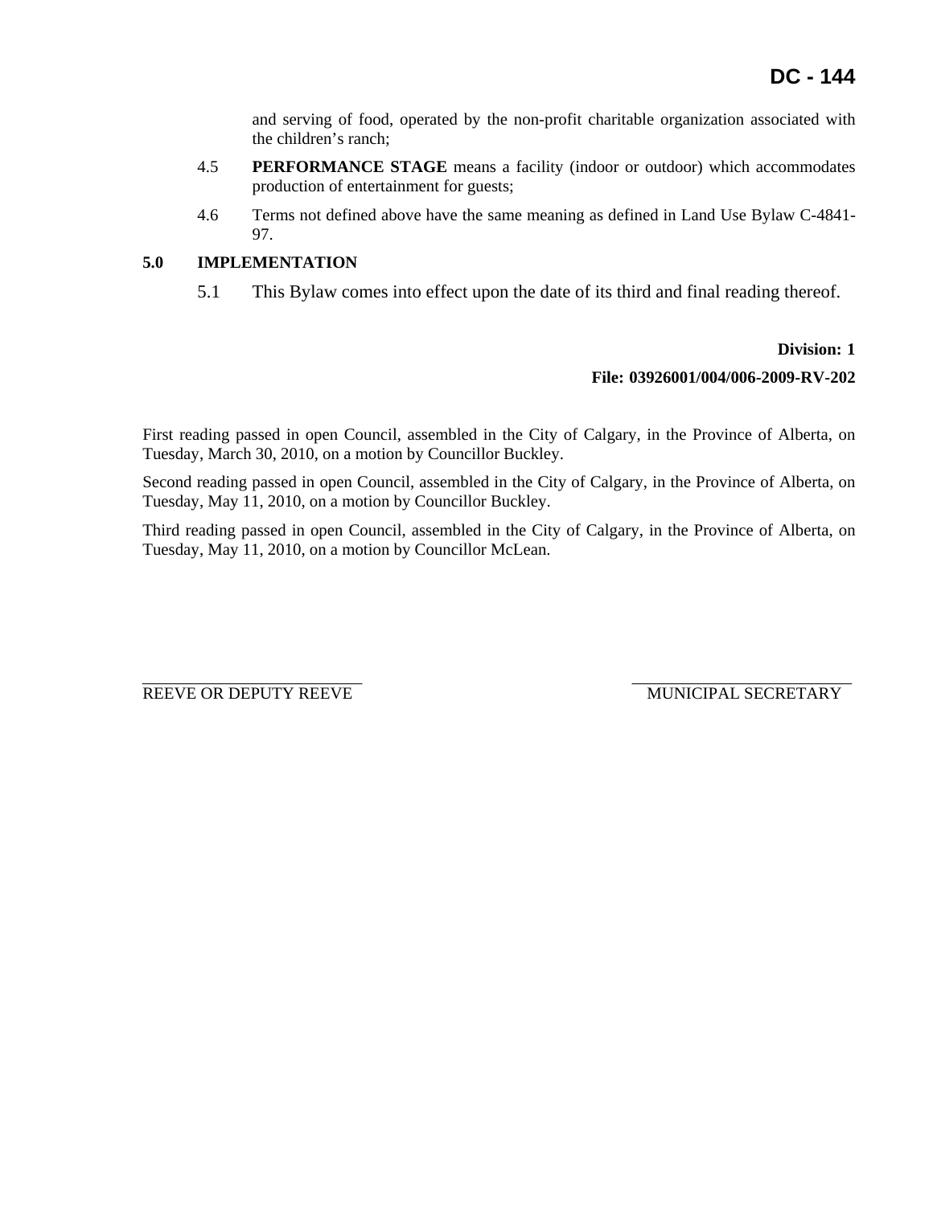and serving of food, operated by the non-profit charitable organization associated with the children's ranch;

4.5 **PERFORMANCE STAGE** means a facility (indoor or outdoor) which accommodates production of entertainment for guests;

4.6 Terms not defined above have the same meaning as defined in Land Use Bylaw C-4841-97.

**5.0 IMPLEMENTATION**

5.1 This Bylaw comes into effect upon the date of its third and final reading thereof.

**Division: 1**

**File: 03926001/004/006-2009-RV-202**

First reading passed in open Council, assembled in the City of Calgary, in the Province of Alberta, on Tuesday, March 30, 2010, on a motion by Councillor Buckley.

Second reading passed in open Council, assembled in the City of Calgary, in the Province of Alberta, on Tuesday, May 11, 2010, on a motion by Councillor Buckley.

Third reading passed in open Council, assembled in the City of Calgary, in the Province of Alberta, on Tuesday, May 11, 2010, on a motion by Councillor McLean.

\_\_\_\_\_\_\_\_\_\_\_\_\_\_\_\_\_\_\_\_\_\_\_\_\_\_\_\_
REEVE OR DEPUTY REEVE

\_\_\_\_\_\_\_\_\_\_\_\_\_\_\_\_\_\_\_\_\_\_\_\_\_\_\_\_
MUNICIPAL SECRETARY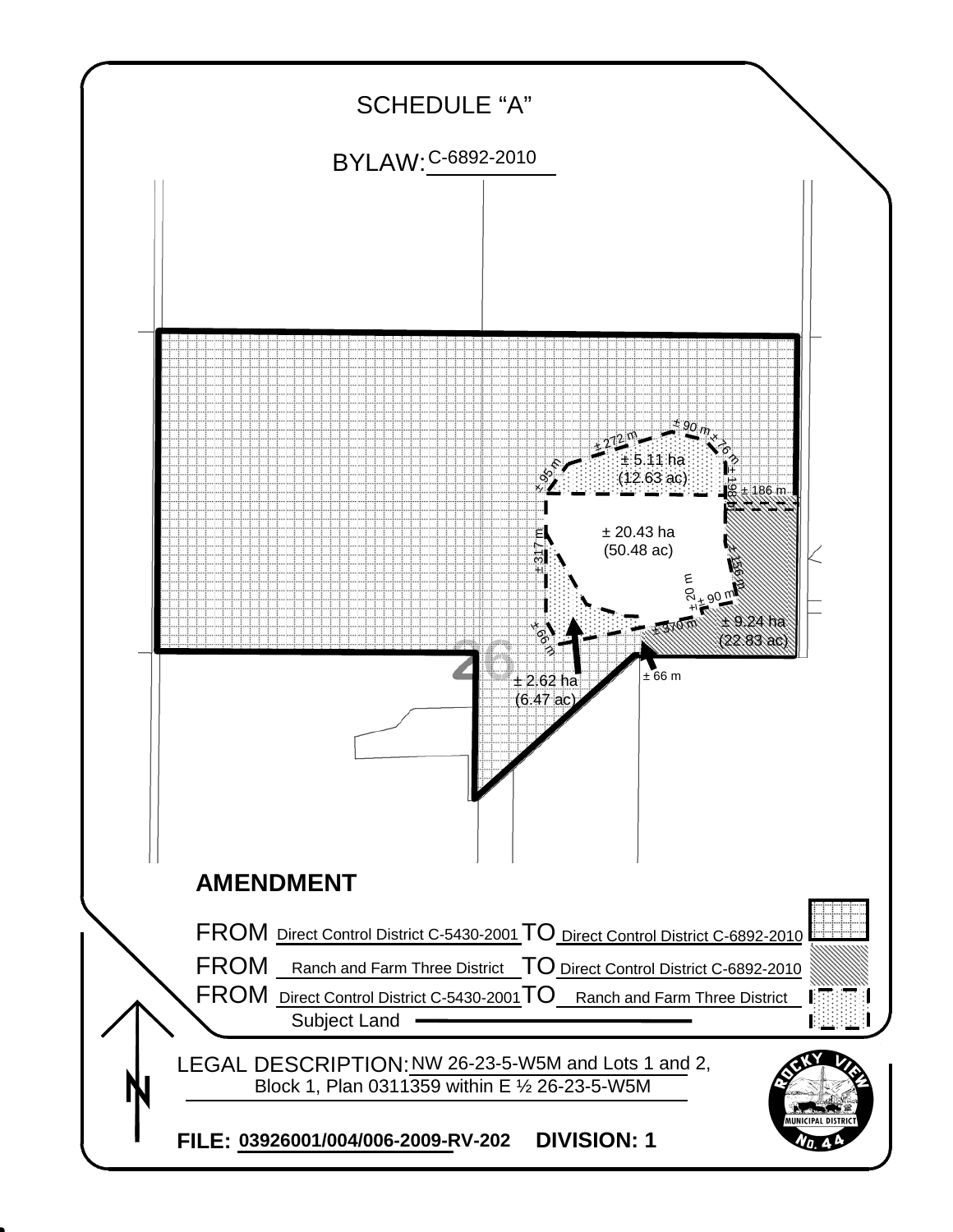# SCHEDULE "A"

BYLAW: C-6892-2010

± 272 m

± 90 m

± 76 m

± 95 m

± 5.11 ha (12.63 ac)

± 198 m

± 186 m

± 20.43 ha (50.48 ac)

± 317 m

± 156 m

± 20 m

± 90 m

± 370 m

± 96 m

± 9.24 ha (22.83 ac)

26

± 2.62 ha (6.47 ac)

± 66 m

## AMENDMENT

FROM Direct Control District C-5430-2001 TO Direct Control District C-6892-2010

FROM Ranch and Farm Three District TO Direct Control District C-6892-2010

FROM Direct Control District C-5430-2001 TO Ranch and Farm Three District

Subject Land

N

LEGAL DESCRIPTION: NW 26-23-5-W5M and Lots 1 and 2, Block 1, Plan 0311359 within E ½ 26-23-5-W5M

ROCKY VIEW MUNICIPAL DISTRICT No. 44

**FILE:** 03926001/004/006-2009-RV-202 **DIVISION: 1**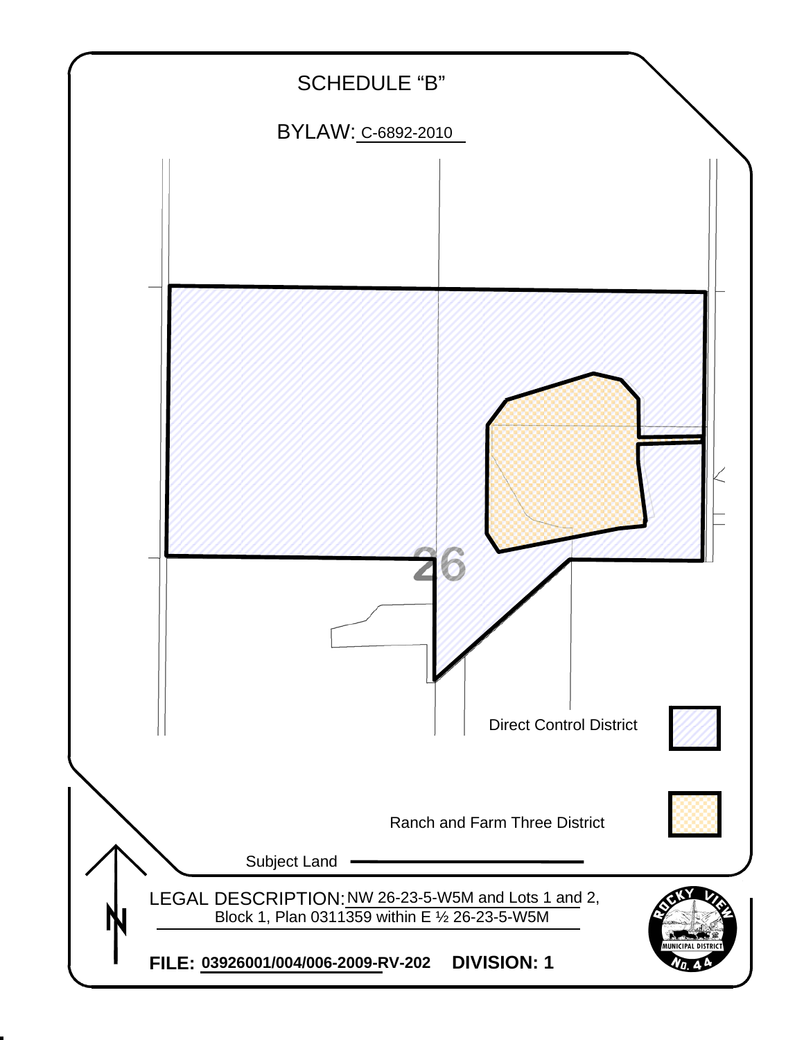# SCHEDULE "B"

BYLAW: C-6892-2010

26

Direct Control District

Ranch and Farm Three District

Subject Land

LEGAL DESCRIPTION: NW 26-23-5-W5M and Lots 1 and 2, Block 1, Plan 0311359 within E ½ 26-23-5-W5M

**FILE: 03926001/004/006-2009-RV-202 DIVISION: 1**

ROCKY VIEW MUNICIPAL DISTRICT No. 44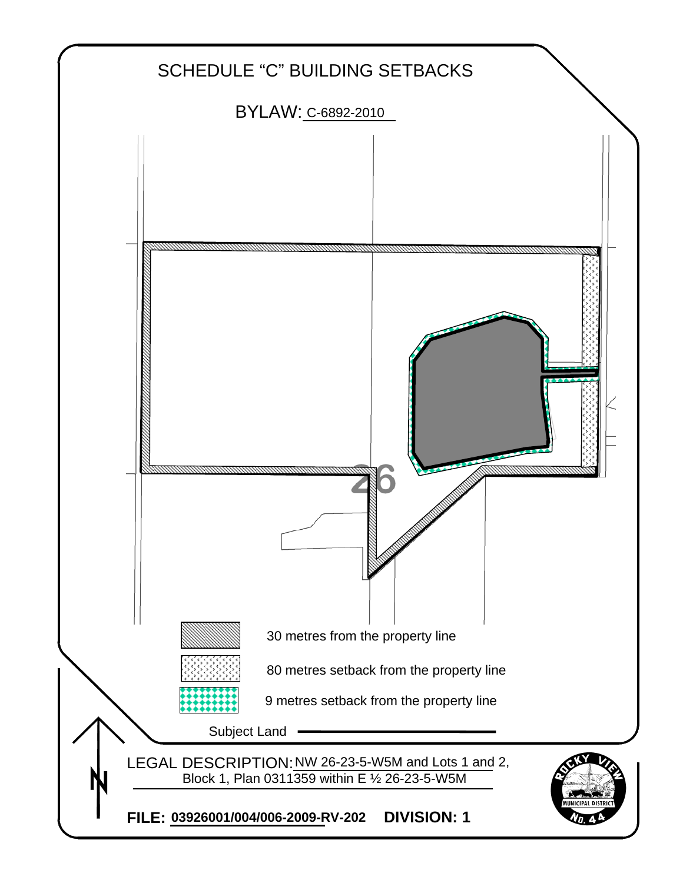# SCHEDULE "C" BUILDING SETBACKS

BYLAW: C-6892-2010

26

30 metres from the property line

80 metres setback from the property line

9 metres setback from the property line

Subject Land

LEGAL DESCRIPTION: NW 26-23-5-W5M and Lots 1 and 2, Block 1, Plan 0311359 within E ½ 26-23-5-W5M

**FILE: 03926001/004/006-2009-RV-202 DIVISION: 1**

N

ROCKY VIEW MUNICIPAL DISTRICT No. 44